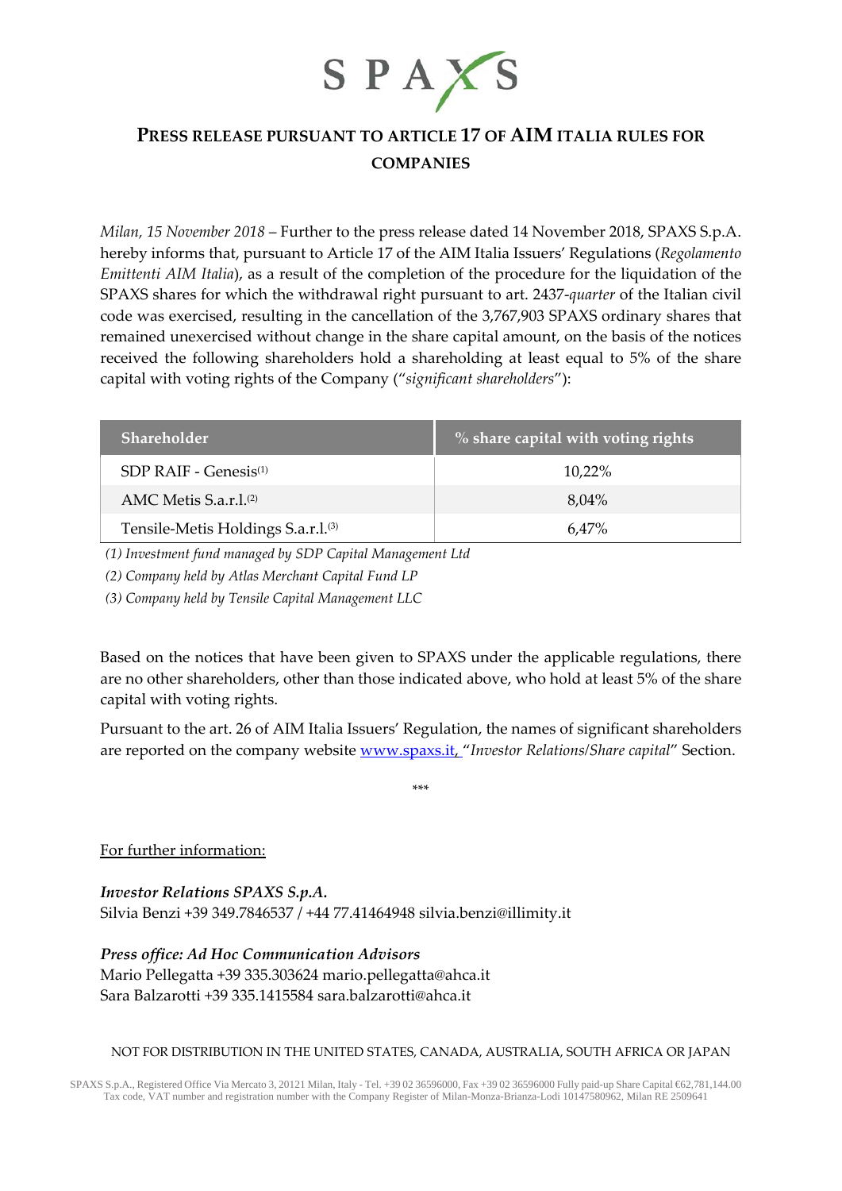SPAXS

# PRESS RELEASE PURSUANT TO ARTICLE 17 OF AIM ITALIA RULES FOR COMPANIES

*Milan, 15 November 2018* – Further to the press release dated 14 November 2018, SPAXS S.p.A. hereby informs that, pursuant to Article 17 of the AIM Italia Issuers' Regulations (*Regolamento Emittenti AIM Italia*), as a result of the completion of the procedure for the liquidation of the SPAXS shares for which the withdrawal right pursuant to art. 2437-*quarter* of the Italian civil code was exercised, resulting in the cancellation of the 3,767,903 SPAXS ordinary shares that remained unexercised without change in the share capital amount, on the basis of the notices received the following shareholders hold a shareholding at least equal to 5% of the share capital with voting rights of the Company ("*significant shareholders*"):

| Shareholder | % share capital with voting rights |
|---|---|
| SDP RAIF - Genesis[(1)] | 10,22% |
| AMC Metis S.a.r.l.[(2)] | 8,04% |
| Tensile-Metis Holdings S.a.r.l.[(3)] | 6,47% |

*(1) Investment fund managed by SDP Capital Management Ltd*

*(2) Company held by Atlas Merchant Capital Fund LP*

*(3) Company held by Tensile Capital Management LLC*

Based on the notices that have been given to SPAXS under the applicable regulations, there are no other shareholders, other than those indicated above, who hold at least 5% of the share capital with voting rights.

Pursuant to the art. 26 of AIM Italia Issuers' Regulation, the names of significant shareholders are reported on the company website www.spaxs.it, "*Investor Relations/Share capital*" Section.

\*\*\*

For further information:

***Investor Relations SPAXS S.p.A.***
Silvia Benzi +39 349.7846537 / +44 77.41464948 silvia.benzi@illimity.it

***Press office: Ad Hoc Communication Advisors***
Mario Pellegatta +39 335.303624 mario.pellegatta@ahca.it
Sara Balzarotti +39 335.1415584 sara.balzarotti@ahca.it

NOT FOR DISTRIBUTION IN THE UNITED STATES, CANADA, AUSTRALIA, SOUTH AFRICA OR JAPAN

SPAXS S.p.A., Registered Office Via Mercato 3, 20121 Milan, Italy - Tel. +39 02 36596000, Fax +39 02 36596000 Fully paid-up Share Capital €62,781,144.00
Tax code, VAT number and registration number with the Company Register of Milan-Monza-Brianza-Lodi 10147580962, Milan RE 2509641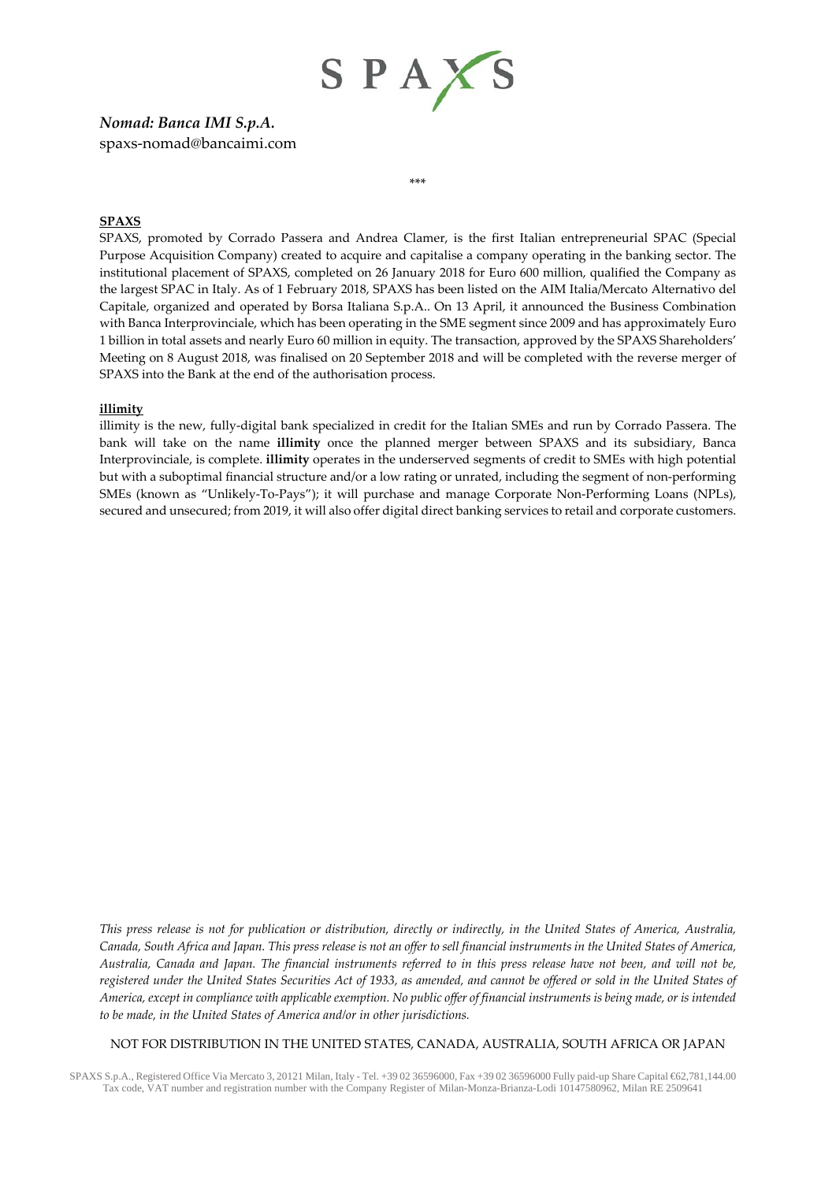*Nomad: Banca IMI S.p.A.*
spaxs-nomad@bancaimi.com

\*\*\*

**SPAXS**

SPAXS, promoted by Corrado Passera and Andrea Clamer, is the first Italian entrepreneurial SPAC (Special Purpose Acquisition Company) created to acquire and capitalise a company operating in the banking sector. The institutional placement of SPAXS, completed on 26 January 2018 for Euro 600 million, qualified the Company as the largest SPAC in Italy. As of 1 February 2018, SPAXS has been listed on the AIM Italia/Mercato Alternativo del Capitale, organized and operated by Borsa Italiana S.p.A.. On 13 April, it announced the Business Combination with Banca Interprovinciale, which has been operating in the SME segment since 2009 and has approximately Euro 1 billion in total assets and nearly Euro 60 million in equity. The transaction, approved by the SPAXS Shareholders' Meeting on 8 August 2018, was finalised on 20 September 2018 and will be completed with the reverse merger of SPAXS into the Bank at the end of the authorisation process.

**illimity**

illimity is the new, fully-digital bank specialized in credit for the Italian SMEs and run by Corrado Passera. The bank will take on the name **illimity** once the planned merger between SPAXS and its subsidiary, Banca Interprovinciale, is complete. **illimity** operates in the underserved segments of credit to SMEs with high potential but with a suboptimal financial structure and/or a low rating or unrated, including the segment of non-performing SMEs (known as "Unlikely-To-Pays"); it will purchase and manage Corporate Non-Performing Loans (NPLs), secured and unsecured; from 2019, it will also offer digital direct banking services to retail and corporate customers.

*This press release is not for publication or distribution, directly or indirectly, in the United States of America, Australia, Canada, South Africa and Japan. This press release is not an offer to sell financial instruments in the United States of America, Australia, Canada and Japan. The financial instruments referred to in this press release have not been, and will not be, registered under the United States Securities Act of 1933, as amended, and cannot be offered or sold in the United States of America, except in compliance with applicable exemption. No public offer of financial instruments is being made, or is intended to be made, in the United States of America and/or in other jurisdictions.*

NOT FOR DISTRIBUTION IN THE UNITED STATES, CANADA, AUSTRALIA, SOUTH AFRICA OR JAPAN

SPAXS S.p.A., Registered Office Via Mercato 3, 20121 Milan, Italy - Tel. +39 02 36596000, Fax +39 02 36596000 Fully paid-up Share Capital €62,781,144.00
Tax code, VAT number and registration number with the Company Register of Milan-Monza-Brianza-Lodi 10147580962, Milan RE 2509641